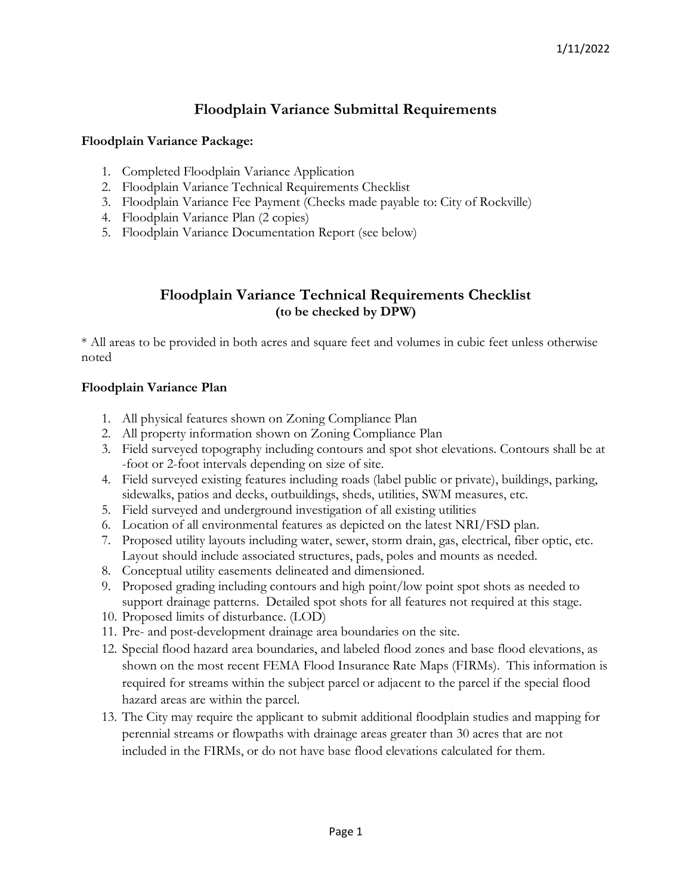1/11/2022

# Floodplain Variance Submittal Requirements

**Floodplain Variance Package:**

1. Completed Floodplain Variance Application
2. Floodplain Variance Technical Requirements Checklist
3. Floodplain Variance Fee Payment (Checks made payable to: City of Rockville)
4. Floodplain Variance Plan (2 copies)
5. Floodplain Variance Documentation Report (see below)

## Floodplain Variance Technical Requirements Checklist
**(to be checked by DPW)**

* All areas to be provided in both acres and square feet and volumes in cubic feet unless otherwise noted

**Floodplain Variance Plan**

1. All physical features shown on Zoning Compliance Plan
2. All property information shown on Zoning Compliance Plan
3. Field surveyed topography including contours and spot shot elevations. Contours shall be at -foot or 2-foot intervals depending on size of site.
4. Field surveyed existing features including roads (label public or private), buildings, parking, sidewalks, patios and decks, outbuildings, sheds, utilities, SWM measures, etc.
5. Field surveyed and underground investigation of all existing utilities
6. Location of all environmental features as depicted on the latest NRI/FSD plan.
7. Proposed utility layouts including water, sewer, storm drain, gas, electrical, fiber optic, etc. Layout should include associated structures, pads, poles and mounts as needed.
8. Conceptual utility easements delineated and dimensioned.
9. Proposed grading including contours and high point/low point spot shots as needed to support drainage patterns. Detailed spot shots for all features not required at this stage.
10. Proposed limits of disturbance. (LOD)
11. Pre- and post-development drainage area boundaries on the site.
12. Special flood hazard area boundaries, and labeled flood zones and base flood elevations, as shown on the most recent FEMA Flood Insurance Rate Maps (FIRMs). This information is required for streams within the subject parcel or adjacent to the parcel if the special flood hazard areas are within the parcel.
13. The City may require the applicant to submit additional floodplain studies and mapping for perennial streams or flowpaths with drainage areas greater than 30 acres that are not included in the FIRMs, or do not have base flood elevations calculated for them.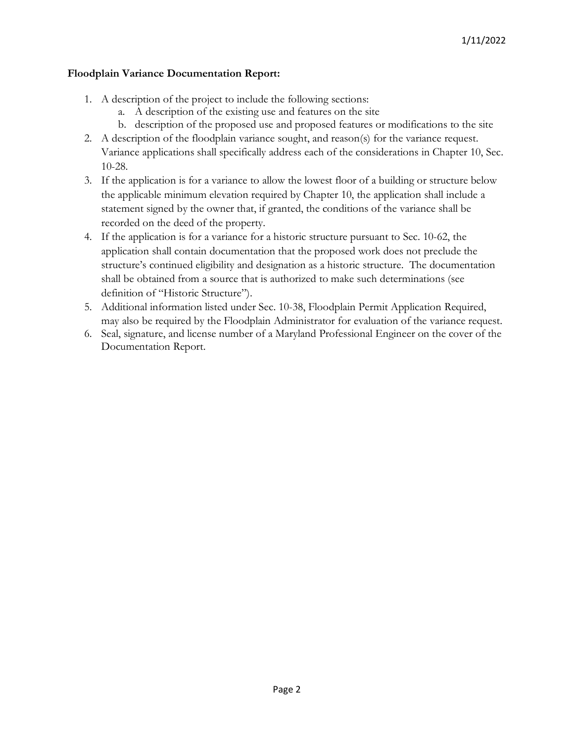**Floodplain Variance Documentation Report:**

1. A description of the project to include the following sections:
   a. A description of the existing use and features on the site
   b. description of the proposed use and proposed features or modifications to the site
2. A description of the floodplain variance sought, and reason(s) for the variance request. Variance applications shall specifically address each of the considerations in Chapter 10, Sec. 10-28.
3. If the application is for a variance to allow the lowest floor of a building or structure below the applicable minimum elevation required by Chapter 10, the application shall include a statement signed by the owner that, if granted, the conditions of the variance shall be recorded on the deed of the property.
4. If the application is for a variance for a historic structure pursuant to Sec. 10-62, the application shall contain documentation that the proposed work does not preclude the structure's continued eligibility and designation as a historic structure. The documentation shall be obtained from a source that is authorized to make such determinations (see definition of "Historic Structure").
5. Additional information listed under Sec. 10-38, Floodplain Permit Application Required, may also be required by the Floodplain Administrator for evaluation of the variance request.
6. Seal, signature, and license number of a Maryland Professional Engineer on the cover of the Documentation Report.